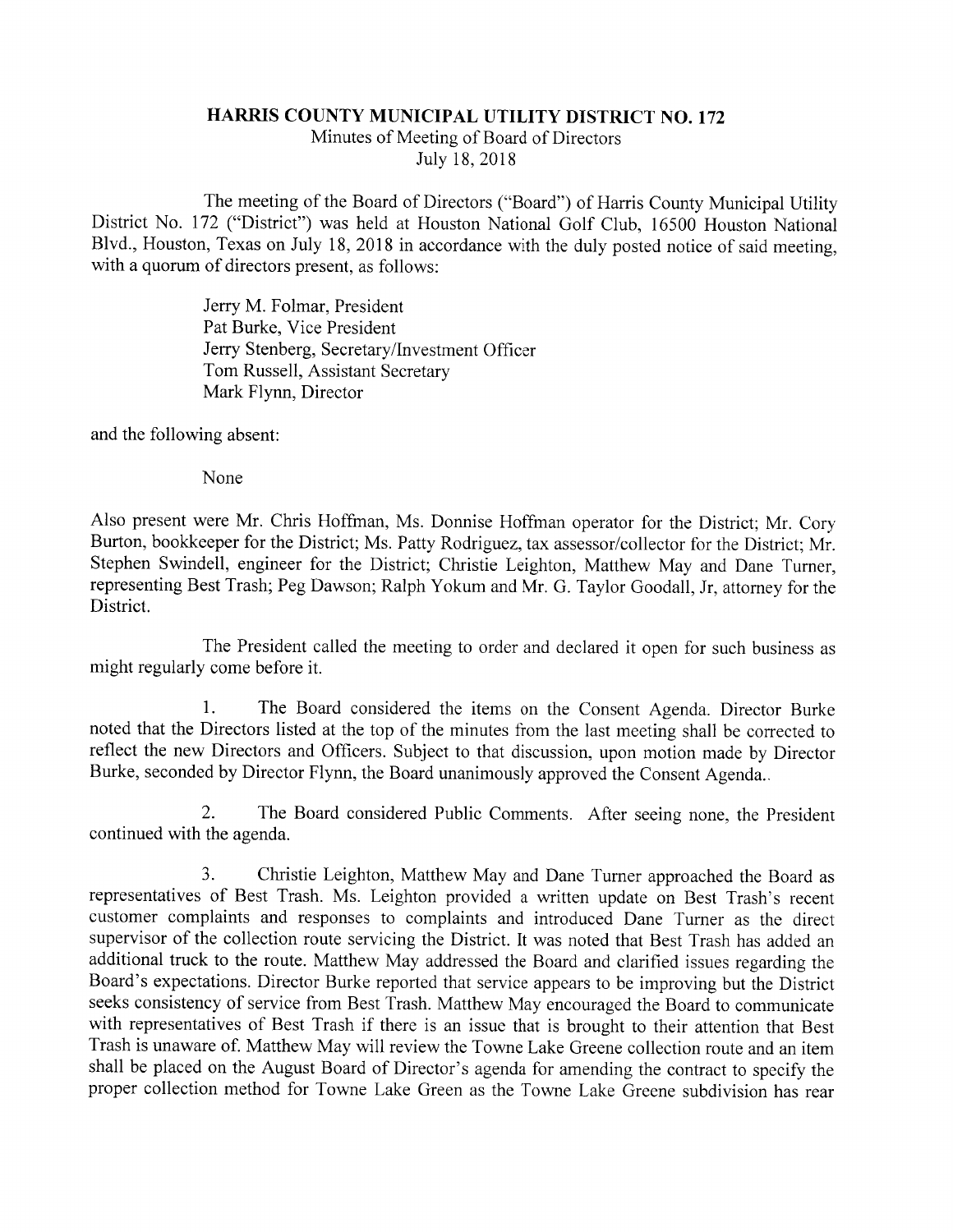**HARRIS COUNTY MUNICIPAL UTILITY DISTRICT NO. 172**
Minutes of Meeting of Board of Directors
July 18, 2018

The meeting of the Board of Directors ("Board") of Harris County Municipal Utility District No. 172 ("District") was held at Houston National Golf Club, 16500 Houston National Blvd., Houston, Texas on July 18, 2018 in accordance with the duly posted notice of said meeting, with a quorum of directors present, as follows:

Jerry M. Folmar, President
Pat Burke, Vice President
Jerry Stenberg, Secretary/Investment Officer
Tom Russell, Assistant Secretary
Mark Flynn, Director

and the following absent:

None

Also present were Mr. Chris Hoffman, Ms. Donnise Hoffman operator for the District; Mr. Cory Burton, bookkeeper for the District; Ms. Patty Rodriguez, tax assessor/collector for the District; Mr. Stephen Swindell, engineer for the District; Christie Leighton, Matthew May and Dane Turner, representing Best Trash; Peg Dawson; Ralph Yokum and Mr. G. Taylor Goodall, Jr, attorney for the District.

The President called the meeting to order and declared it open for such business as might regularly come before it.

1. The Board considered the items on the Consent Agenda. Director Burke noted that the Directors listed at the top of the minutes from the last meeting shall be corrected to reflect the new Directors and Officers. Subject to that discussion, upon motion made by Director Burke, seconded by Director Flynn, the Board unanimously approved the Consent Agenda..

2. The Board considered Public Comments. After seeing none, the President continued with the agenda.

3. Christie Leighton, Matthew May and Dane Turner approached the Board as representatives of Best Trash. Ms. Leighton provided a written update on Best Trash's recent customer complaints and responses to complaints and introduced Dane Turner as the direct supervisor of the collection route servicing the District. It was noted that Best Trash has added an additional truck to the route. Matthew May addressed the Board and clarified issues regarding the Board's expectations. Director Burke reported that service appears to be improving but the District seeks consistency of service from Best Trash. Matthew May encouraged the Board to communicate with representatives of Best Trash if there is an issue that is brought to their attention that Best Trash is unaware of. Matthew May will review the Towne Lake Greene collection route and an item shall be placed on the August Board of Director's agenda for amending the contract to specify the proper collection method for Towne Lake Green as the Towne Lake Greene subdivision has rear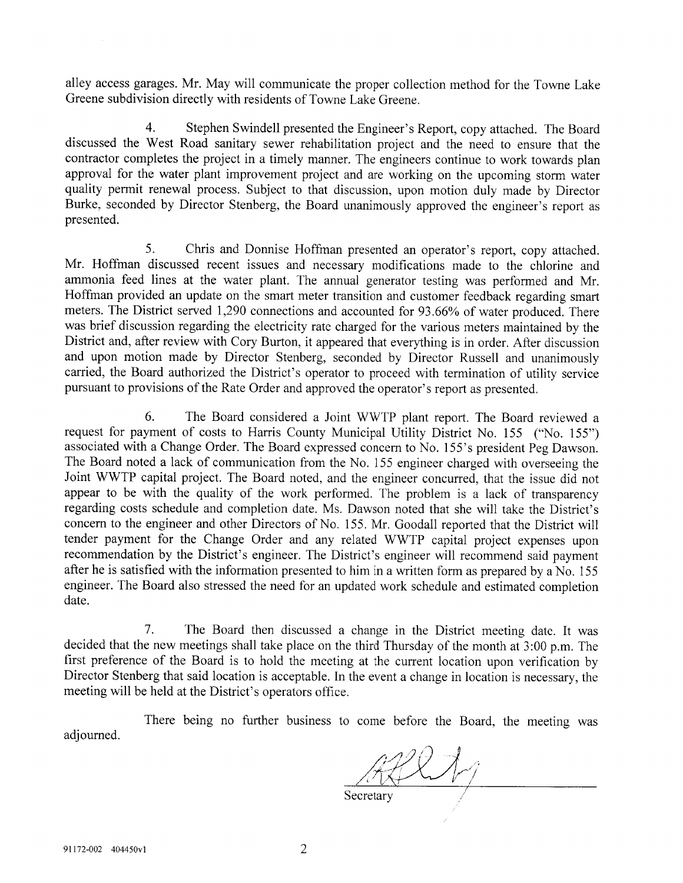alley access garages. Mr. May will communicate the proper collection method for the Towne Lake Greene subdivision directly with residents of Towne Lake Greene.

4. Stephen Swindell presented the Engineer's Report, copy attached. The Board discussed the West Road sanitary sewer rehabilitation project and the need to ensure that the contractor completes the project in a timely manner. The engineers continue to work towards plan approval for the water plant improvement project and are working on the upcoming storm water quality permit renewal process. Subject to that discussion, upon motion duly made by Director Burke, seconded by Director Stenberg, the Board unanimously approved the engineer's report as presented.

5. Chris and Donnise Hoffman presented an operator's report, copy attached. Mr. Hoffman discussed recent issues and necessary modifications made to the chlorine and ammonia feed lines at the water plant. The annual generator testing was performed and Mr. Hoffman provided an update on the smart meter transition and customer feedback regarding smart meters. The District served 1,290 connections and accounted for 93.66% of water produced. There was brief discussion regarding the electricity rate charged for the various meters maintained by the District and, after review with Cory Burton, it appeared that everything is in order. After discussion and upon motion made by Director Stenberg, seconded by Director Russell and unanimously carried, the Board authorized the District's operator to proceed with termination of utility service pursuant to provisions of the Rate Order and approved the operator's report as presented.

6. The Board considered a Joint WWTP plant report. The Board reviewed a request for payment of costs to Harris County Municipal Utility District No. 155 ("No. 155") associated with a Change Order. The Board expressed concern to No. 155's president Peg Dawson. The Board noted a lack of communication from the No. 155 engineer charged with overseeing the Joint WWTP capital project. The Board noted, and the engineer concurred, that the issue did not appear to be with the quality of the work performed. The problem is a lack of transparency regarding costs schedule and completion date. Ms. Dawson noted that she will take the District's concern to the engineer and other Directors of No. 155. Mr. Goodall reported that the District will tender payment for the Change Order and any related WWTP capital project expenses upon recommendation by the District's engineer. The District's engineer will recommend said payment after he is satisfied with the information presented to him in a written form as prepared by a No. 155 engineer. The Board also stressed the need for an updated work schedule and estimated completion date.

7. The Board then discussed a change in the District meeting date. It was decided that the new meetings shall take place on the third Thursday of the month at 3:00 p.m. The first preference of the Board is to hold the meeting at the current location upon verification by Director Stenberg that said location is acceptable. In the event a change in location is necessary, the meeting will be held at the District's operators office.

There being no further business to come before the Board, the meeting was adjourned.

Secretary

91172-002 404450v1